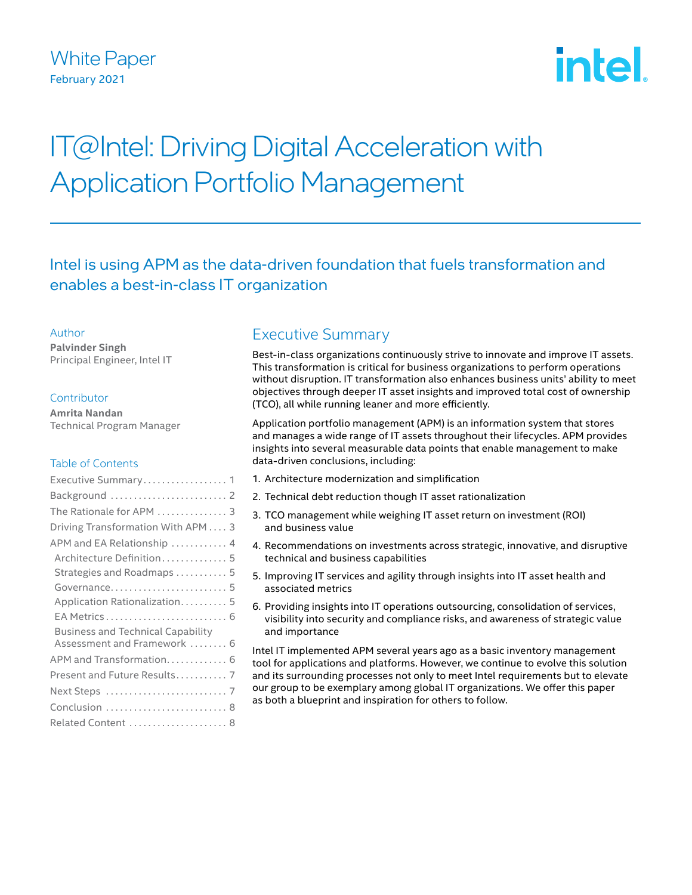White Paper
February 2021

# IT@Intel: Driving Digital Acceleration with Application Portfolio Management

## Intel is using APM as the data-driven foundation that fuels transformation and enables a best-in-class IT organization

**Author**
**Palvinder Singh**
Principal Engineer, Intel IT

**Contributor**
**Amrita Nandan**
Technical Program Manager

**Table of Contents**

- Executive Summary . . . . . . . . . . . . . . . . . . 1
- Background . . . . . . . . . . . . . . . . . . . . . . . . 2
- The Rationale for APM . . . . . . . . . . . . . . . 3
- Driving Transformation With APM . . . . 3
- APM and EA Relationship . . . . . . . . . . . . 4
  - Architecture Definition . . . . . . . . . . . . . . 5
  - Strategies and Roadmaps . . . . . . . . . . . 5
  - Governance . . . . . . . . . . . . . . . . . . . . . . . . 5
  - Application Rationalization . . . . . . . . . . 5
  - EA Metrics . . . . . . . . . . . . . . . . . . . . . . . . 6
  - Business and Technical Capability Assessment and Framework . . . . . . . . 6
- APM and Transformation . . . . . . . . . . . . . 6
- Present and Future Results . . . . . . . . . . . 7
- Next Steps . . . . . . . . . . . . . . . . . . . . . . . . . 7
- Conclusion . . . . . . . . . . . . . . . . . . . . . . . . . 8
- Related Content . . . . . . . . . . . . . . . . . . . . . 8

## Executive Summary

Best-in-class organizations continuously strive to innovate and improve IT assets. This transformation is critical for business organizations to perform operations without disruption. IT transformation also enhances business units' ability to meet objectives through deeper IT asset insights and improved total cost of ownership (TCO), all while running leaner and more efficiently.

Application portfolio management (APM) is an information system that stores and manages a wide range of IT assets throughout their lifecycles. APM provides insights into several measurable data points that enable management to make data-driven conclusions, including:

1. Architecture modernization and simplification
2. Technical debt reduction though IT asset rationalization
3. TCO management while weighing IT asset return on investment (ROI) and business value
4. Recommendations on investments across strategic, innovative, and disruptive technical and business capabilities
5. Improving IT services and agility through insights into IT asset health and associated metrics
6. Providing insights into IT operations outsourcing, consolidation of services, visibility into security and compliance risks, and awareness of strategic value and importance

Intel IT implemented APM several years ago as a basic inventory management tool for applications and platforms. However, we continue to evolve this solution and its surrounding processes not only to meet Intel requirements but to elevate our group to be exemplary among global IT organizations. We offer this paper as both a blueprint and inspiration for others to follow.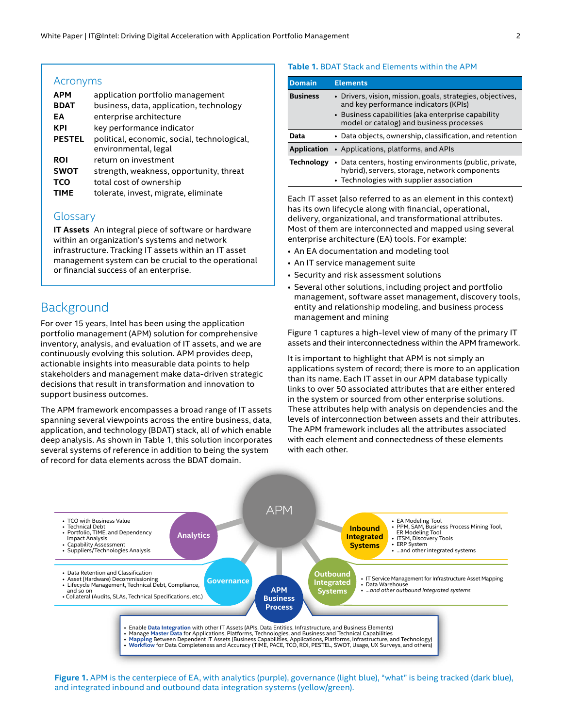## Acronyms

| | |
|---|---|
| **APM** | application portfolio management |
| **BDAT** | business, data, application, technology |
| **EA** | enterprise architecture |
| **KPI** | key performance indicator |
| **PESTEL** | political, economic, social, technological, environmental, legal |
| **ROI** | return on investment |
| **SWOT** | strength, weakness, opportunity, threat |
| **TCO** | total cost of ownership |
| **TIME** | tolerate, invest, migrate, eliminate |

## Glossary

**IT Assets** An integral piece of software or hardware within an organization's systems and network infrastructure. Tracking IT assets within an IT asset management system can be crucial to the operational or financial success of an enterprise.

# Background

For over 15 years, Intel has been using the application portfolio management (APM) solution for comprehensive inventory, analysis, and evaluation of IT assets, and we are continuously evolving this solution. APM provides deep, actionable insights into measurable data points to help stakeholders and management make data-driven strategic decisions that result in transformation and innovation to support business outcomes.

The APM framework encompasses a broad range of IT assets spanning several viewpoints across the entire business, data, application, and technology (BDAT) stack, all of which enable deep analysis. As shown in Table 1, this solution incorporates several systems of reference in addition to being the system of record for data elements across the BDAT domain.

**Table 1.** BDAT Stack and Elements within the APM

| Domain | Elements |
|---|---|
| **Business** | • Drivers, vision, mission, goals, strategies, objectives, and key performance indicators (KPIs)<br>• Business capabilities (aka enterprise capability model or catalog) and business processes |
| **Data** | • Data objects, ownership, classification, and retention |
| **Application** | • Applications, platforms, and APIs |
| **Technology** | • Data centers, hosting environments (public, private, hybrid), servers, storage, network components<br>• Technologies with supplier association |

Each IT asset (also referred to as an element in this context) has its own lifecycle along with financial, operational, delivery, organizational, and transformational attributes. Most of them are interconnected and mapped using several enterprise architecture (EA) tools. For example:

- An EA documentation and modeling tool
- An IT service management suite
- Security and risk assessment solutions
- Several other solutions, including project and portfolio management, software asset management, discovery tools, entity and relationship modeling, and business process management and mining

Figure 1 captures a high-level view of many of the primary IT assets and their interconnectedness within the APM framework.

It is important to highlight that APM is not simply an applications system of record; there is more to an application than its name. Each IT asset in our APM database typically links to over 50 associated attributes that are either entered in the system or sourced from other enterprise solutions. These attributes help with analysis on dependencies and the levels of interconnection between assets and their attributes. The APM framework includes all the attributes associated with each element and connectedness of these elements with each other.

APM

**Analytics**
- TCO with Business Value
- Technical Debt
- Portfolio, TIME, and Dependency Impact Analysis
- Capability Assessment
- Suppliers/Technologies Analysis

**Inbound Integrated Systems**
- EA Modeling Tool
- PPM, SAM, Business Process Mining Tool, ER Modeling Tool
- ITSM, Discovery Tools
- ERP System
- ...and other integrated systems

**Governance**
- Data Retention and Classification
- Asset (Hardware) Decommissioning
- Lifecycle Management, Technical Debt, Compliance, and so on
- Collateral (Audits, SLAs, Technical Specifications, etc.)

**Outbound Integrated Systems**
- IT Service Management for Infrastructure Asset Mapping
- Data Warehouse
- *...and other outbound integrated systems*

**APM Business Process**
- Enable **Data Integration** with other IT Assets (APIs, Data Entities, Infrastructure, and Business Elements)
- Manage **Master Data** for Applications, Platforms, Technologies, and Business and Technical Capabilities
- **Mapping** Between Dependent IT Assets (Business Capabilities, Applications, Platforms, Infrastructure, and Technology)
- **Workflow** for Data Completeness and Accuracy (TIME, PACE, TCO, ROI, PESTEL, SWOT, Usage, UX Surveys, and others)

**Figure 1.** APM is the centerpiece of EA, with analytics (purple), governance (light blue), "what" is being tracked (dark blue), and integrated inbound and outbound data integration systems (yellow/green).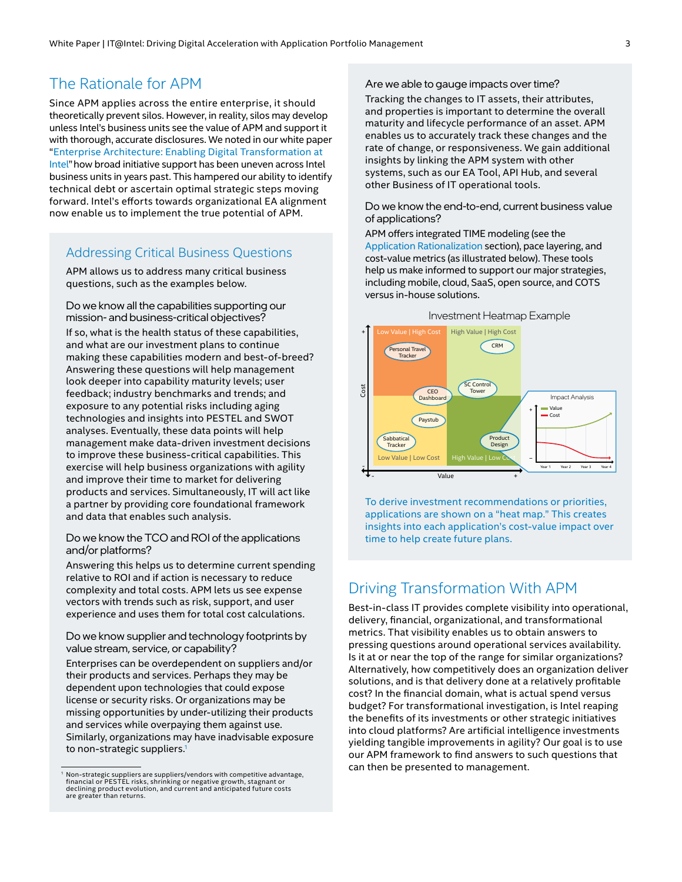## The Rationale for APM

Since APM applies across the entire enterprise, it should theoretically prevent silos. However, in reality, silos may develop unless Intel's business units see the value of APM and support it with thorough, accurate disclosures. We noted in our white paper "Enterprise Architecture: Enabling Digital Transformation at Intel" how broad initiative support has been uneven across Intel business units in years past. This hampered our ability to identify technical debt or ascertain optimal strategic steps moving forward. Intel's efforts towards organizational EA alignment now enable us to implement the true potential of APM.

### Addressing Critical Business Questions

APM allows us to address many critical business questions, such as the examples below.

#### Do we know all the capabilities supporting our mission- and business-critical objectives?

If so, what is the health status of these capabilities, and what are our investment plans to continue making these capabilities modern and best-of-breed? Answering these questions will help management look deeper into capability maturity levels; user feedback; industry benchmarks and trends; and exposure to any potential risks including aging technologies and insights into PESTEL and SWOT analyses. Eventually, these data points will help management make data-driven investment decisions to improve these business-critical capabilities. This exercise will help business organizations with agility and improve their time to market for delivering products and services. Simultaneously, IT will act like a partner by providing core foundational framework and data that enables such analysis.

#### Do we know the TCO and ROI of the applications and/or platforms?

Answering this helps us to determine current spending relative to ROI and if action is necessary to reduce complexity and total costs. APM lets us see expense vectors with trends such as risk, support, and user experience and uses them for total cost calculations.

#### Do we know supplier and technology footprints by value stream, service, or capability?

Enterprises can be overdependent on suppliers and/or their products and services. Perhaps they may be dependent upon technologies that could expose license or security risks. Or organizations may be missing opportunities by under-utilizing their products and services while overpaying them against use. Similarly, organizations may have inadvisable exposure to non-strategic suppliers.[1]

[1] Non-strategic suppliers are suppliers/vendors with competitive advantage, financial or PESTEL risks, shrinking or negative growth, stagnant or declining product evolution, and current and anticipated future costs are greater than returns.

#### Are we able to gauge impacts over time?

Tracking the changes to IT assets, their attributes, and properties is important to determine the overall maturity and lifecycle performance of an asset. APM enables us to accurately track these changes and the rate of change, or responsiveness. We gain additional insights by linking the APM system with other systems, such as our EA Tool, API Hub, and several other Business of IT operational tools.

#### Do we know the end-to-end, current business value of applications?

APM offers integrated TIME modeling (see the Application Rationalization section), pace layering, and cost-value metrics (as illustrated below). These tools help us make informed to support our major strategies, including mobile, cloud, SaaS, open source, and COTS versus in-house solutions.

Investment Heatmap Example

Low Value | High Cost — Personal Travel Tracker

High Value | High Cost — CRM

CEO Dashboard

SC Control Tower

Paystub

Sabbatical Tracker

Product Design

Low Value | Low Cost

High Value | Low Cost

Cost

Value

Impact Analysis — Value, Cost — Year 1, Year 2, Year 3, Year 4

To derive investment recommendations or priorities, applications are shown on a "heat map." This creates insights into each application's cost-value impact over time to help create future plans.

## Driving Transformation With APM

Best-in-class IT provides complete visibility into operational, delivery, financial, organizational, and transformational metrics. That visibility enables us to obtain answers to pressing questions around operational services availability. Is it at or near the top of the range for similar organizations? Alternatively, how competitively does an organization deliver solutions, and is that delivery done at a relatively profitable cost? In the financial domain, what is actual spend versus budget? For transformational investigation, is Intel reaping the benefits of its investments or other strategic initiatives into cloud platforms? Are artificial intelligence investments yielding tangible improvements in agility? Our goal is to use our APM framework to find answers to such questions that can then be presented to management.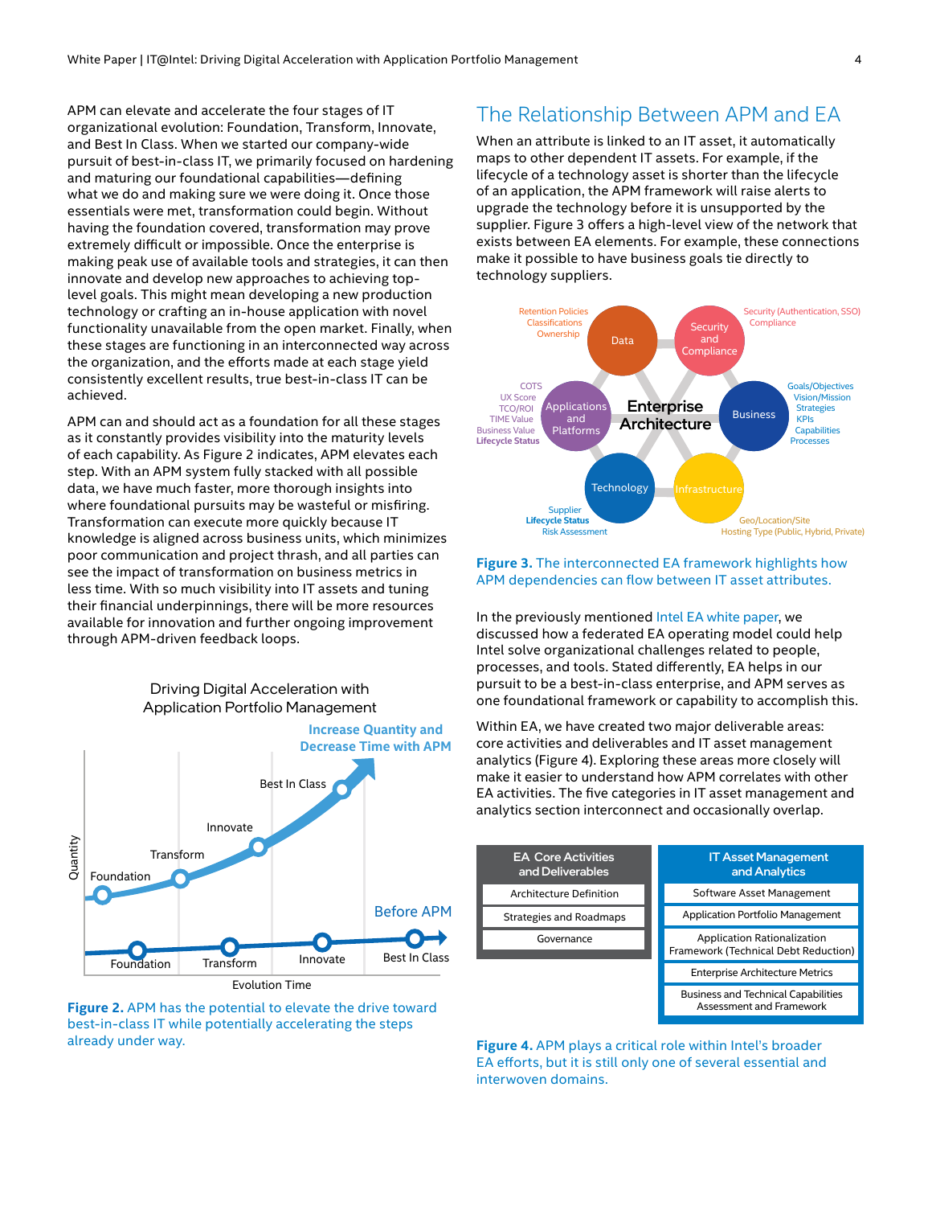APM can elevate and accelerate the four stages of IT organizational evolution: Foundation, Transform, Innovate, and Best In Class. When we started our company-wide pursuit of best-in-class IT, we primarily focused on hardening and maturing our foundational capabilities—defining what we do and making sure we were doing it. Once those essentials were met, transformation could begin. Without having the foundation covered, transformation may prove extremely difficult or impossible. Once the enterprise is making peak use of available tools and strategies, it can then innovate and develop new approaches to achieving top-level goals. This might mean developing a new production technology or crafting an in-house application with novel functionality unavailable from the open market. Finally, when these stages are functioning in an interconnected way across the organization, and the efforts made at each stage yield consistently excellent results, true best-in-class IT can be achieved.

APM can and should act as a foundation for all these stages as it constantly provides visibility into the maturity levels of each capability. As Figure 2 indicates, APM elevates each step. With an APM system fully stacked with all possible data, we have much faster, more thorough insights into where foundational pursuits may be wasteful or misfiring. Transformation can execute more quickly because IT knowledge is aligned across business units, which minimizes poor communication and project thrash, and all parties can see the impact of transformation on business metrics in less time. With so much visibility into IT assets and tuning their financial underpinnings, there will be more resources available for innovation and further ongoing improvement through APM-driven feedback loops.

**Figure 2.** APM has the potential to elevate the drive toward best-in-class IT while potentially accelerating the steps already under way.

## The Relationship Between APM and EA

When an attribute is linked to an IT asset, it automatically maps to other dependent IT assets. For example, if the lifecycle of a technology asset is shorter than the lifecycle of an application, the APM framework will raise alerts to upgrade the technology before it is unsupported by the supplier. Figure 3 offers a high-level view of the network that exists between EA elements. For example, these connections make it possible to have business goals tie directly to technology suppliers.

**Figure 3.** The interconnected EA framework highlights how APM dependencies can flow between IT asset attributes.

In the previously mentioned Intel EA white paper, we discussed how a federated EA operating model could help Intel solve organizational challenges related to people, processes, and tools. Stated differently, EA helps in our pursuit to be a best-in-class enterprise, and APM serves as one foundational framework or capability to accomplish this.

Within EA, we have created two major deliverable areas: core activities and deliverables and IT asset management analytics (Figure 4). Exploring these areas more closely will make it easier to understand how APM correlates with other EA activities. The five categories in IT asset management and analytics section interconnect and occasionally overlap.

| EA Core Activities and Deliverables | IT Asset Management and Analytics |
|---|---|
| Architecture Definition | Software Asset Management |
| Strategies and Roadmaps | Application Portfolio Management |
| Governance | Application Rationalization Framework (Technical Debt Reduction) |
| | Enterprise Architecture Metrics |
| | Business and Technical Capabilities Assessment and Framework |

**Figure 4.** APM plays a critical role within Intel's broader EA efforts, but it is still only one of several essential and interwoven domains.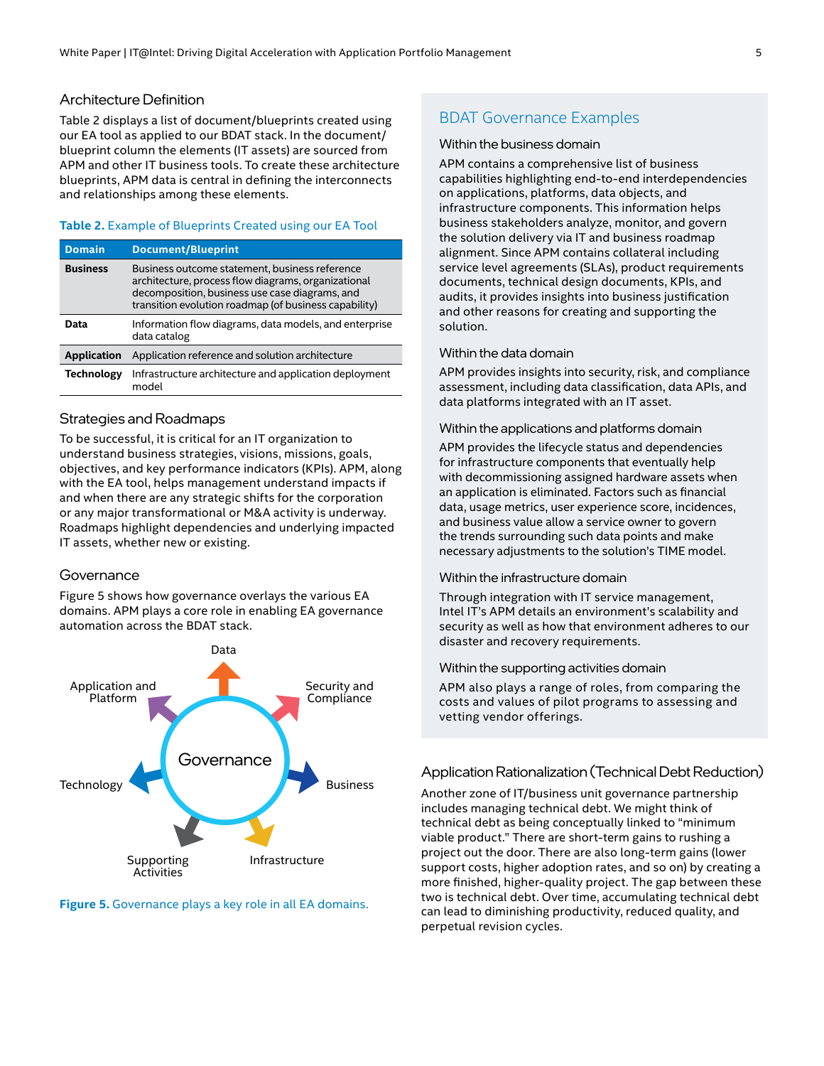## Architecture Definition

Table 2 displays a list of document/blueprints created using our EA tool as applied to our BDAT stack. In the document/blueprint column the elements (IT assets) are sourced from APM and other IT business tools. To create these architecture blueprints, APM data is central in defining the interconnects and relationships among these elements.

**Table 2.** Example of Blueprints Created using our EA Tool

| Domain | Document/Blueprint |
|---|---|
| **Business** | Business outcome statement, business reference architecture, process flow diagrams, organizational decomposition, business use case diagrams, and transition evolution roadmap (of business capability) |
| **Data** | Information flow diagrams, data models, and enterprise data catalog |
| **Application** | Application reference and solution architecture |
| **Technology** | Infrastructure architecture and application deployment model |

## Strategies and Roadmaps

To be successful, it is critical for an IT organization to understand business strategies, visions, missions, goals, objectives, and key performance indicators (KPIs). APM, along with the EA tool, helps management understand impacts if and when there are any strategic shifts for the corporation or any major transformational or M&A activity is underway. Roadmaps highlight dependencies and underlying impacted IT assets, whether new or existing.

## Governance

Figure 5 shows how governance overlays the various EA domains. APM plays a core role in enabling EA governance automation across the BDAT stack.

Governance: Data; Security and Compliance; Business; Infrastructure; Supporting Activities; Technology; Application and Platform

**Figure 5.** Governance plays a key role in all EA domains.

## BDAT Governance Examples

### Within the business domain

APM contains a comprehensive list of business capabilities highlighting end-to-end interdependencies on applications, platforms, data objects, and infrastructure components. This information helps business stakeholders analyze, monitor, and govern the solution delivery via IT and business roadmap alignment. Since APM contains collateral including service level agreements (SLAs), product requirements documents, technical design documents, KPIs, and audits, it provides insights into business justification and other reasons for creating and supporting the solution.

### Within the data domain

APM provides insights into security, risk, and compliance assessment, including data classification, data APIs, and data platforms integrated with an IT asset.

### Within the applications and platforms domain

APM provides the lifecycle status and dependencies for infrastructure components that eventually help with decommissioning assigned hardware assets when an application is eliminated. Factors such as financial data, usage metrics, user experience score, incidences, and business value allow a service owner to govern the trends surrounding such data points and make necessary adjustments to the solution's TIME model.

### Within the infrastructure domain

Through integration with IT service management, Intel IT's APM details an environment's scalability and security as well as how that environment adheres to our disaster and recovery requirements.

### Within the supporting activities domain

APM also plays a range of roles, from comparing the costs and values of pilot programs to assessing and vetting vendor offerings.

## Application Rationalization (Technical Debt Reduction)

Another zone of IT/business unit governance partnership includes managing technical debt. We might think of technical debt as being conceptually linked to "minimum viable product." There are short-term gains to rushing a project out the door. There are also long-term gains (lower support costs, higher adoption rates, and so on) by creating a more finished, higher-quality project. The gap between these two is technical debt. Over time, accumulating technical debt can lead to diminishing productivity, reduced quality, and perpetual revision cycles.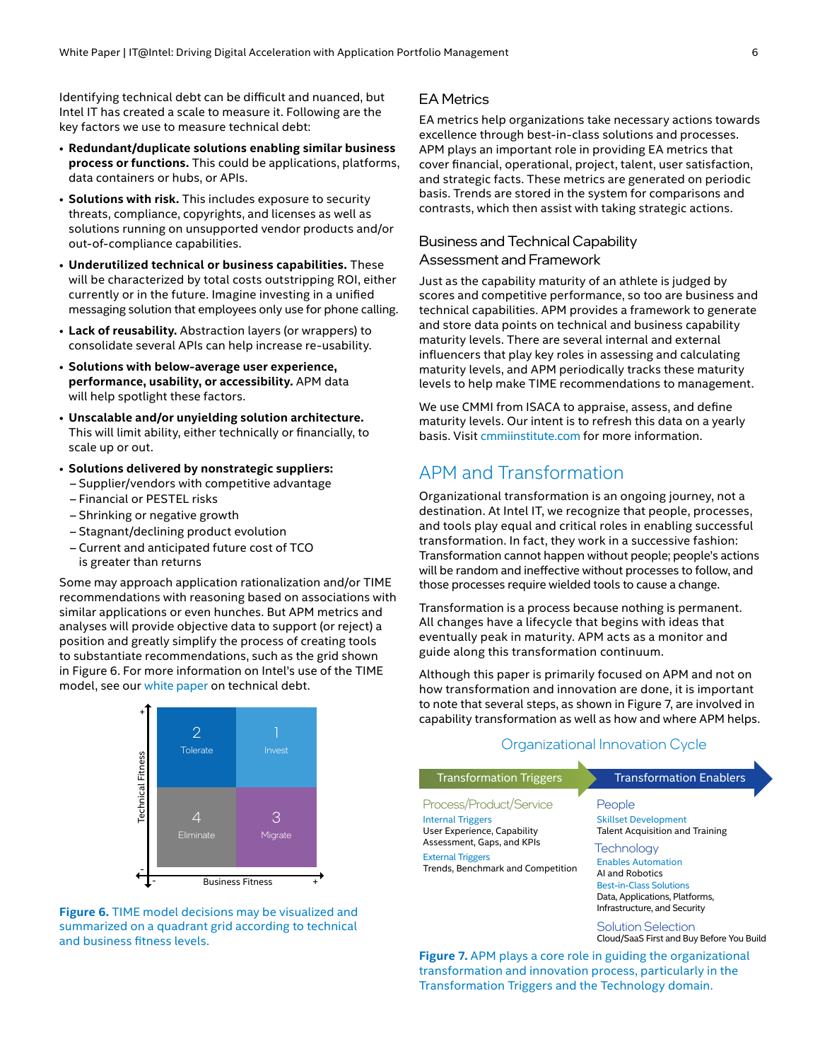Identifying technical debt can be difficult and nuanced, but Intel IT has created a scale to measure it. Following are the key factors we use to measure technical debt:

- **Redundant/duplicate solutions enabling similar business process or functions.** This could be applications, platforms, data containers or hubs, or APIs.
- **Solutions with risk.** This includes exposure to security threats, compliance, copyrights, and licenses as well as solutions running on unsupported vendor products and/or out-of-compliance capabilities.
- **Underutilized technical or business capabilities.** These will be characterized by total costs outstripping ROI, either currently or in the future. Imagine investing in a unified messaging solution that employees only use for phone calling.
- **Lack of reusability.** Abstraction layers (or wrappers) to consolidate several APIs can help increase re-usability.
- **Solutions with below-average user experience, performance, usability, or accessibility.** APM data will help spotlight these factors.
- **Unscalable and/or unyielding solution architecture.** This will limit ability, either technically or financially, to scale up or out.
- **Solutions delivered by nonstrategic suppliers:**
  - Supplier/vendors with competitive advantage
  - Financial or PESTEL risks
  - Shrinking or negative growth
  - Stagnant/declining product evolution
  - Current and anticipated future cost of TCO is greater than returns

Some may approach application rationalization and/or TIME recommendations with reasoning based on associations with similar applications or even hunches. But APM metrics and analyses will provide objective data to support (or reject) a position and greatly simplify the process of creating tools to substantiate recommendations, such as the grid shown in Figure 6. For more information on Intel's use of the TIME model, see our white paper on technical debt.

| Technical Fitness / Business Fitness | Business Fitness − | Business Fitness + |
|---|---|---|
| Technical Fitness + | 2 Tolerate | 1 Invest |
| Technical Fitness − | 4 Eliminate | 3 Migrate |

**Figure 6.** TIME model decisions may be visualized and summarized on a quadrant grid according to technical and business fitness levels.

### EA Metrics

EA metrics help organizations take necessary actions towards excellence through best-in-class solutions and processes. APM plays an important role in providing EA metrics that cover financial, operational, project, talent, user satisfaction, and strategic facts. These metrics are generated on periodic basis. Trends are stored in the system for comparisons and contrasts, which then assist with taking strategic actions.

### Business and Technical Capability Assessment and Framework

Just as the capability maturity of an athlete is judged by scores and competitive performance, so too are business and technical capabilities. APM provides a framework to generate and store data points on technical and business capability maturity levels. There are several internal and external influencers that play key roles in assessing and calculating maturity levels, and APM periodically tracks these maturity levels to help make TIME recommendations to management.

We use CMMI from ISACA to appraise, assess, and define maturity levels. Our intent is to refresh this data on a yearly basis. Visit cmmiinstitute.com for more information.

## APM and Transformation

Organizational transformation is an ongoing journey, not a destination. At Intel IT, we recognize that people, processes, and tools play equal and critical roles in enabling successful transformation. In fact, they work in a successive fashion: Transformation cannot happen without people; people's actions will be random and ineffective without processes to follow, and those processes require wielded tools to cause a change.

Transformation is a process because nothing is permanent. All changes have a lifecycle that begins with ideas that eventually peak in maturity. APM acts as a monitor and guide along this transformation continuum.

Although this paper is primarily focused on APM and not on how transformation and innovation are done, it is important to note that several steps, as shown in Figure 7, are involved in capability transformation as well as how and where APM helps.

**Organizational Innovation Cycle**

| Transformation Triggers | Transformation Enablers |
|---|---|
| **Process/Product/Service**<br>Internal Triggers<br>User Experience, Capability Assessment, Gaps, and KPIs<br>External Triggers<br>Trends, Benchmark and Competition | **People**<br>Skillset Development<br>Talent Acquisition and Training<br>**Technology**<br>Enables Automation<br>AI and Robotics<br>Best-in-Class Solutions<br>Data, Applications, Platforms, Infrastructure, and Security<br>**Solution Selection**<br>Cloud/SaaS First and Buy Before You Build |

**Figure 7.** APM plays a core role in guiding the organizational transformation and innovation process, particularly in the Transformation Triggers and the Technology domain.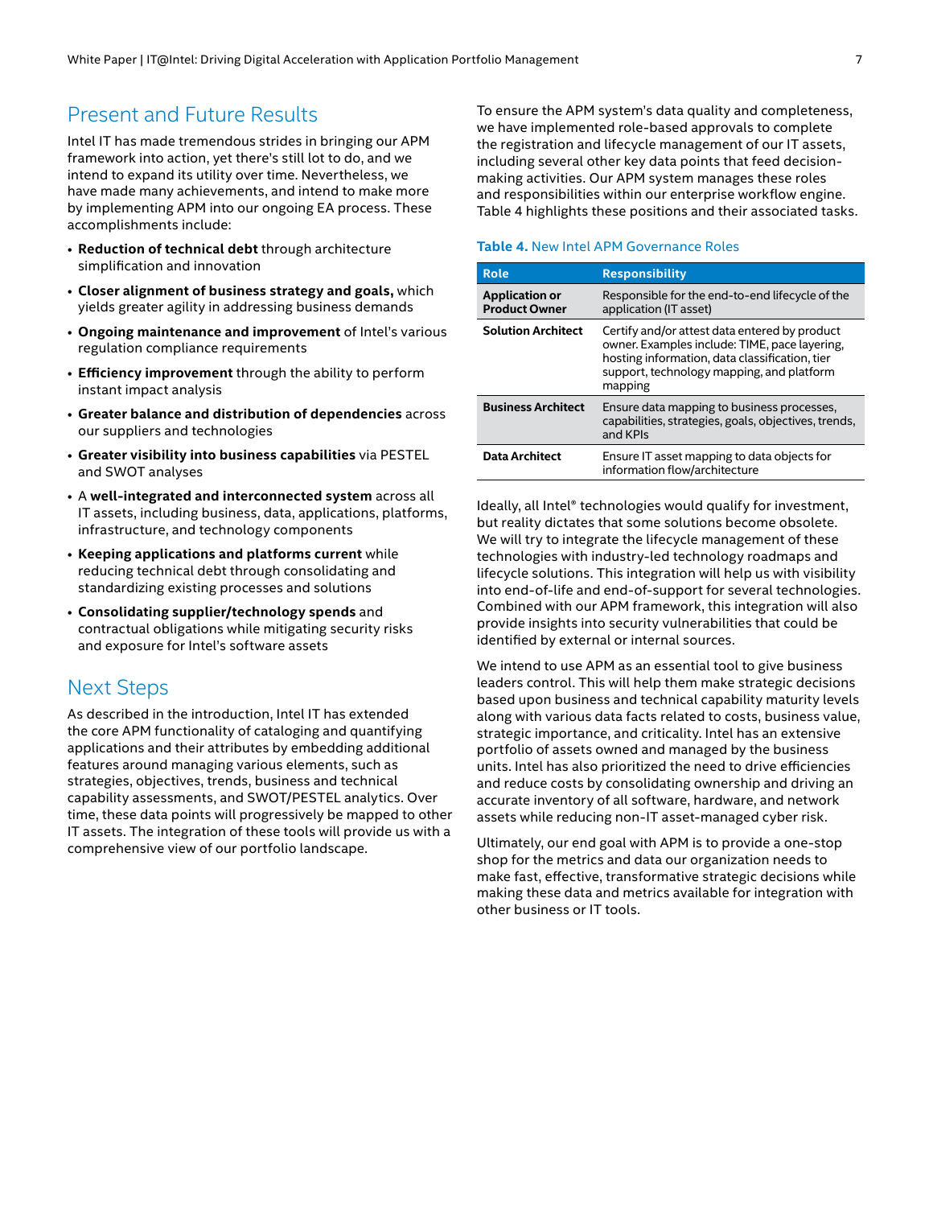## Present and Future Results

Intel IT has made tremendous strides in bringing our APM framework into action, yet there's still lot to do, and we intend to expand its utility over time. Nevertheless, we have made many achievements, and intend to make more by implementing APM into our ongoing EA process. These accomplishments include:

- **Reduction of technical debt** through architecture simplification and innovation
- **Closer alignment of business strategy and goals,** which yields greater agility in addressing business demands
- **Ongoing maintenance and improvement** of Intel's various regulation compliance requirements
- **Efficiency improvement** through the ability to perform instant impact analysis
- **Greater balance and distribution of dependencies** across our suppliers and technologies
- **Greater visibility into business capabilities** via PESTEL and SWOT analyses
- A **well-integrated and interconnected system** across all IT assets, including business, data, applications, platforms, infrastructure, and technology components
- **Keeping applications and platforms current** while reducing technical debt through consolidating and standardizing existing processes and solutions
- **Consolidating supplier/technology spends** and contractual obligations while mitigating security risks and exposure for Intel's software assets

## Next Steps

As described in the introduction, Intel IT has extended the core APM functionality of cataloging and quantifying applications and their attributes by embedding additional features around managing various elements, such as strategies, objectives, trends, business and technical capability assessments, and SWOT/PESTEL analytics. Over time, these data points will progressively be mapped to other IT assets. The integration of these tools will provide us with a comprehensive view of our portfolio landscape.

To ensure the APM system's data quality and completeness, we have implemented role-based approvals to complete the registration and lifecycle management of our IT assets, including several other key data points that feed decision-making activities. Our APM system manages these roles and responsibilities within our enterprise workflow engine. Table 4 highlights these positions and their associated tasks.

**Table 4.** New Intel APM Governance Roles

| Role | Responsibility |
|---|---|
| **Application or Product Owner** | Responsible for the end-to-end lifecycle of the application (IT asset) |
| **Solution Architect** | Certify and/or attest data entered by product owner. Examples include: TIME, pace layering, hosting information, data classification, tier support, technology mapping, and platform mapping |
| **Business Architect** | Ensure data mapping to business processes, capabilities, strategies, goals, objectives, trends, and KPIs |
| **Data Architect** | Ensure IT asset mapping to data objects for information flow/architecture |

Ideally, all Intel® technologies would qualify for investment, but reality dictates that some solutions become obsolete. We will try to integrate the lifecycle management of these technologies with industry-led technology roadmaps and lifecycle solutions. This integration will help us with visibility into end-of-life and end-of-support for several technologies. Combined with our APM framework, this integration will also provide insights into security vulnerabilities that could be identified by external or internal sources.

We intend to use APM as an essential tool to give business leaders control. This will help them make strategic decisions based upon business and technical capability maturity levels along with various data facts related to costs, business value, strategic importance, and criticality. Intel has an extensive portfolio of assets owned and managed by the business units. Intel has also prioritized the need to drive efficiencies and reduce costs by consolidating ownership and driving an accurate inventory of all software, hardware, and network assets while reducing non-IT asset-managed cyber risk.

Ultimately, our end goal with APM is to provide a one-stop shop for the metrics and data our organization needs to make fast, effective, transformative strategic decisions while making these data and metrics available for integration with other business or IT tools.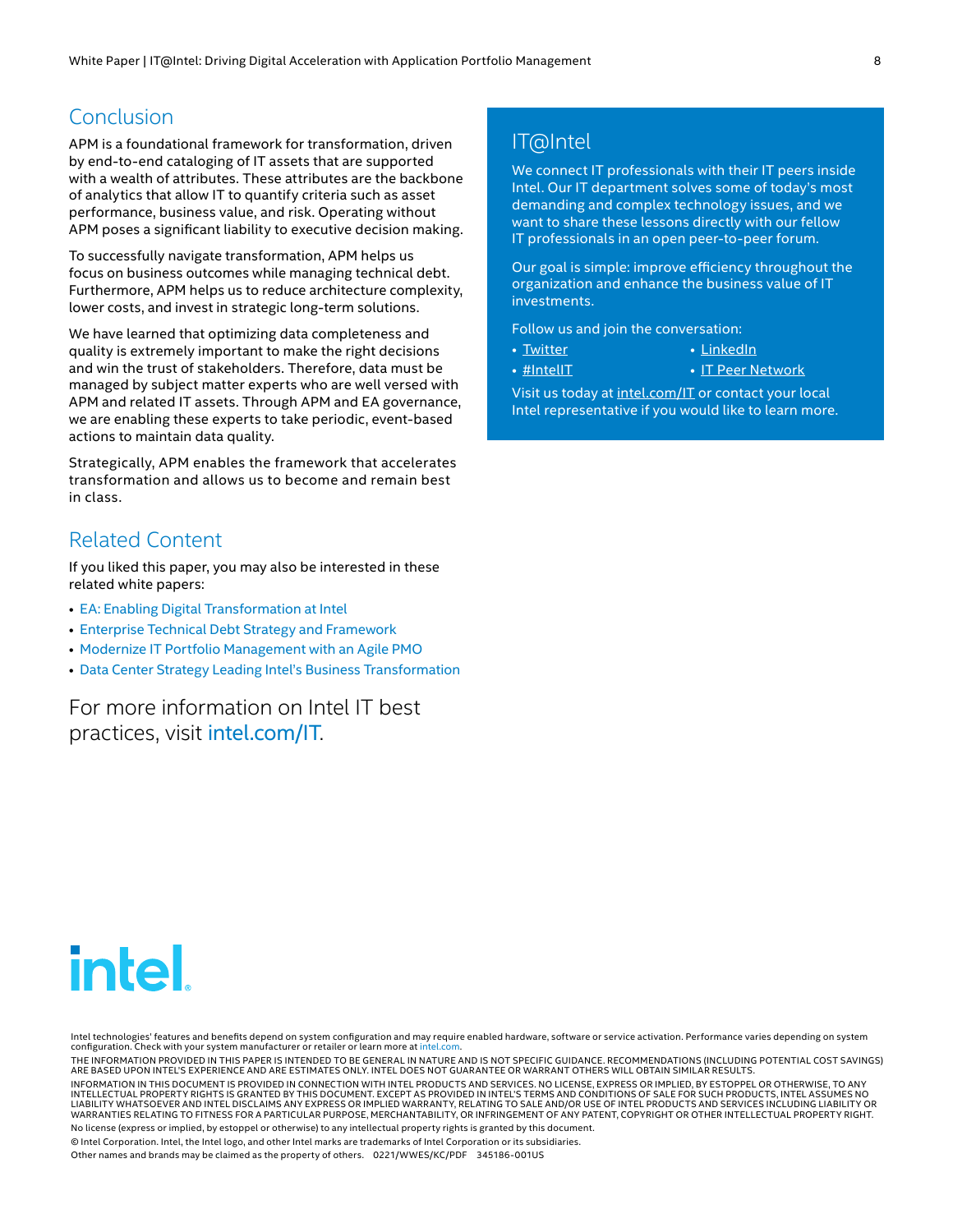## Conclusion

APM is a foundational framework for transformation, driven by end-to-end cataloging of IT assets that are supported with a wealth of attributes. These attributes are the backbone of analytics that allow IT to quantify criteria such as asset performance, business value, and risk. Operating without APM poses a significant liability to executive decision making.

To successfully navigate transformation, APM helps us focus on business outcomes while managing technical debt. Furthermore, APM helps us to reduce architecture complexity, lower costs, and invest in strategic long-term solutions.

We have learned that optimizing data completeness and quality is extremely important to make the right decisions and win the trust of stakeholders. Therefore, data must be managed by subject matter experts who are well versed with APM and related IT assets. Through APM and EA governance, we are enabling these experts to take periodic, event-based actions to maintain data quality.

Strategically, APM enables the framework that accelerates transformation and allows us to become and remain best in class.

## Related Content

If you liked this paper, you may also be interested in these related white papers:

- EA: Enabling Digital Transformation at Intel
- Enterprise Technical Debt Strategy and Framework
- Modernize IT Portfolio Management with an Agile PMO
- Data Center Strategy Leading Intel's Business Transformation

For more information on Intel IT best practices, visit intel.com/IT.

## IT@Intel

We connect IT professionals with their IT peers inside Intel. Our IT department solves some of today's most demanding and complex technology issues, and we want to share these lessons directly with our fellow IT professionals in an open peer-to-peer forum.

Our goal is simple: improve efficiency throughout the organization and enhance the business value of IT investments.

Follow us and join the conversation:

- Twitter
- LinkedIn
- #IntelIT
- IT Peer Network

Visit us today at intel.com/IT or contact your local Intel representative if you would like to learn more.

intel.

Intel technologies' features and benefits depend on system configuration and may require enabled hardware, software or service activation. Performance varies depending on system configuration. Check with your system manufacturer or retailer or learn more at intel.com.

THE INFORMATION PROVIDED IN THIS PAPER IS INTENDED TO BE GENERAL IN NATURE AND IS NOT SPECIFIC GUIDANCE. RECOMMENDATIONS (INCLUDING POTENTIAL COST SAVINGS) ARE BASED UPON INTEL'S EXPERIENCE AND ARE ESTIMATES ONLY. INTEL DOES NOT GUARANTEE OR WARRANT OTHERS WILL OBTAIN SIMILAR RESULTS.

INFORMATION IN THIS DOCUMENT IS PROVIDED IN CONNECTION WITH INTEL PRODUCTS AND SERVICES. NO LICENSE, EXPRESS OR IMPLIED, BY ESTOPPEL OR OTHERWISE, TO ANY INTELLECTUAL PROPERTY RIGHTS IS GRANTED BY THIS DOCUMENT. EXCEPT AS PROVIDED IN INTEL'S TERMS AND CONDITIONS OF SALE FOR SUCH PRODUCTS, INTEL ASSUMES NO LIABILITY WHATSOEVER AND INTEL DISCLAIMS ANY EXPRESS OR IMPLIED WARRANTY, RELATING TO SALE AND/OR USE OF INTEL PRODUCTS AND SERVICES INCLUDING LIABILITY OR WARRANTIES RELATING TO FITNESS FOR A PARTICULAR PURPOSE, MERCHANTABILITY, OR INFRINGEMENT OF ANY PATENT, COPYRIGHT OR OTHER INTELLECTUAL PROPERTY RIGHT.

No license (express or implied, by estoppel or otherwise) to any intellectual property rights is granted by this document.

© Intel Corporation. Intel, the Intel logo, and other Intel marks are trademarks of Intel Corporation or its subsidiaries.

Other names and brands may be claimed as the property of others. 0221/WWES/KC/PDF 345186-001US